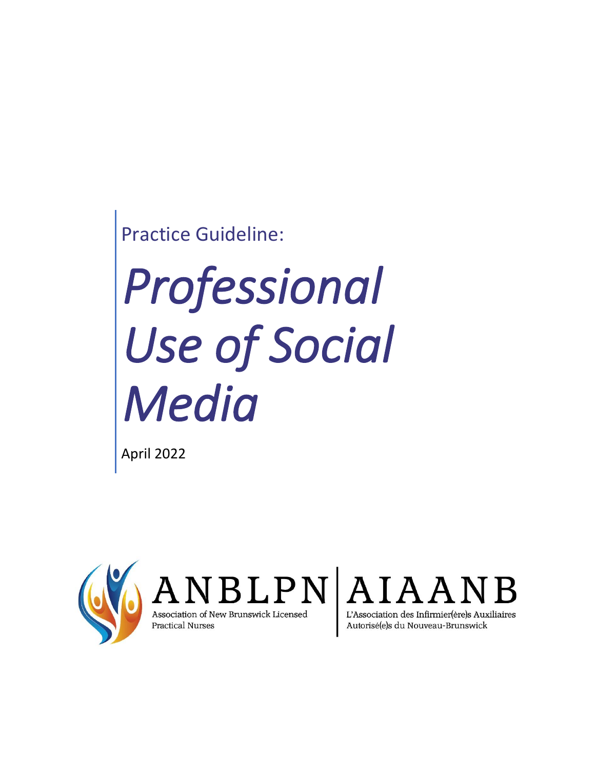Practice Guideline:

# *Professional Use of Social Media*

April 2022

ANBLPN | AIAANB

Association of New Brunswick Licensed Practical Nurses

L'Association des Infirmier(ère)s Auxiliaires Autorisé(e)s du Nouveau-Brunswick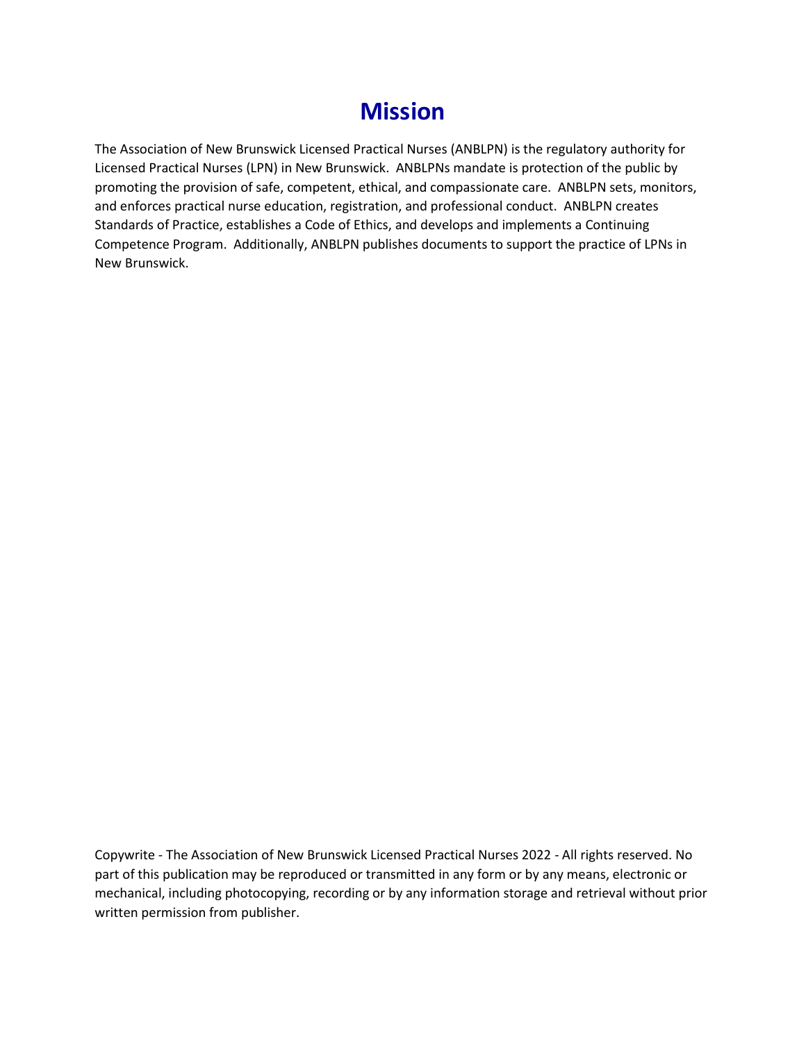# Mission

The Association of New Brunswick Licensed Practical Nurses (ANBLPN) is the regulatory authority for Licensed Practical Nurses (LPN) in New Brunswick. ANBLPNs mandate is protection of the public by promoting the provision of safe, competent, ethical, and compassionate care. ANBLPN sets, monitors, and enforces practical nurse education, registration, and professional conduct. ANBLPN creates Standards of Practice, establishes a Code of Ethics, and develops and implements a Continuing Competence Program. Additionally, ANBLPN publishes documents to support the practice of LPNs in New Brunswick.

Copywrite - The Association of New Brunswick Licensed Practical Nurses 2022 - All rights reserved. No part of this publication may be reproduced or transmitted in any form or by any means, electronic or mechanical, including photocopying, recording or by any information storage and retrieval without prior written permission from publisher.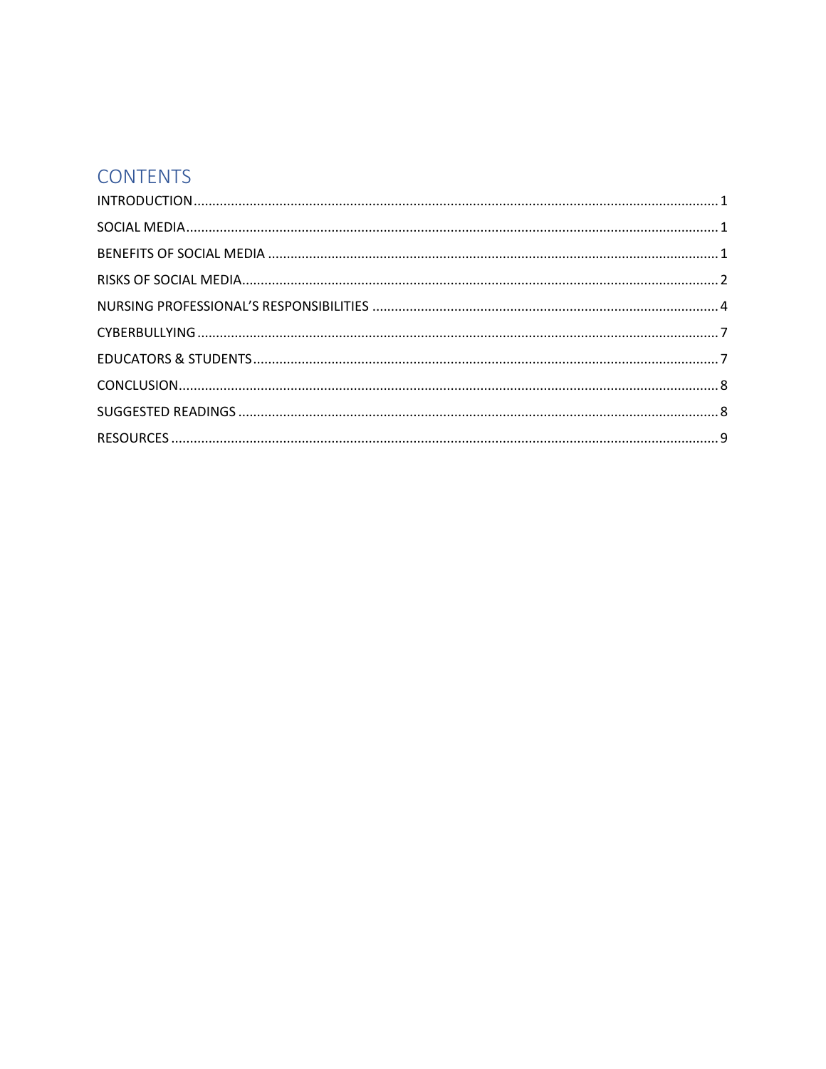# CONTENTS

INTRODUCTION........................................................................................................................................ 1

SOCIAL MEDIA.......................................................................................................................................... 1

BENEFITS OF SOCIAL MEDIA ..................................................................................................................... 1

RISKS OF SOCIAL MEDIA............................................................................................................................ 2

NURSING PROFESSIONAL'S RESPONSIBILITIES .......................................................................................... 4

CYBERBULLYING ....................................................................................................................................... 7

EDUCATORS & STUDENTS......................................................................................................................... 7

CONCLUSION............................................................................................................................................ 8

SUGGESTED READINGS ............................................................................................................................ 8

RESOURCES .............................................................................................................................................. 9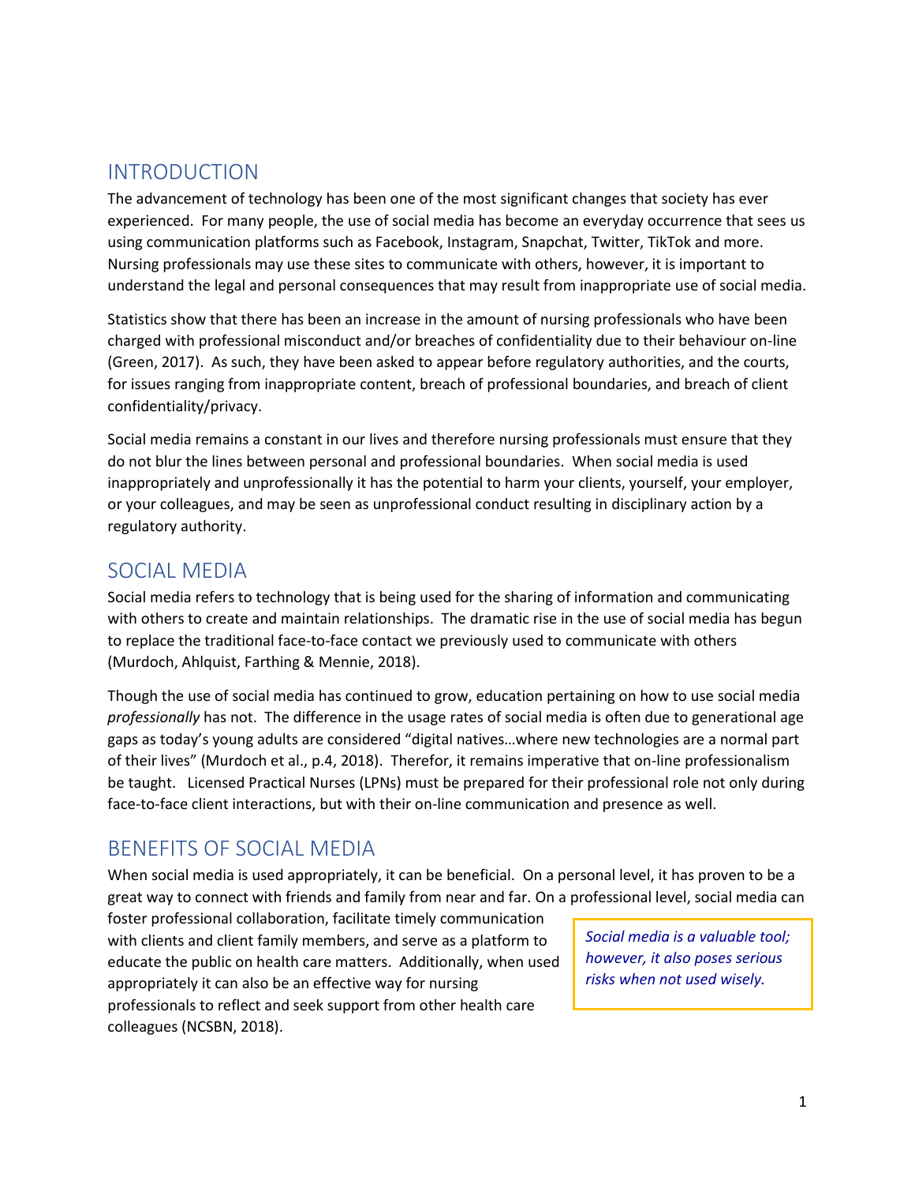## INTRODUCTION

The advancement of technology has been one of the most significant changes that society has ever experienced. For many people, the use of social media has become an everyday occurrence that sees us using communication platforms such as Facebook, Instagram, Snapchat, Twitter, TikTok and more. Nursing professionals may use these sites to communicate with others, however, it is important to understand the legal and personal consequences that may result from inappropriate use of social media.

Statistics show that there has been an increase in the amount of nursing professionals who have been charged with professional misconduct and/or breaches of confidentiality due to their behaviour on-line (Green, 2017). As such, they have been asked to appear before regulatory authorities, and the courts, for issues ranging from inappropriate content, breach of professional boundaries, and breach of client confidentiality/privacy.

Social media remains a constant in our lives and therefore nursing professionals must ensure that they do not blur the lines between personal and professional boundaries. When social media is used inappropriately and unprofessionally it has the potential to harm your clients, yourself, your employer, or your colleagues, and may be seen as unprofessional conduct resulting in disciplinary action by a regulatory authority.

## SOCIAL MEDIA

Social media refers to technology that is being used for the sharing of information and communicating with others to create and maintain relationships. The dramatic rise in the use of social media has begun to replace the traditional face-to-face contact we previously used to communicate with others (Murdoch, Ahlquist, Farthing & Mennie, 2018).

Though the use of social media has continued to grow, education pertaining on how to use social media *professionally* has not. The difference in the usage rates of social media is often due to generational age gaps as today's young adults are considered "digital natives…where new technologies are a normal part of their lives" (Murdoch et al., p.4, 2018). Therefor, it remains imperative that on-line professionalism be taught. Licensed Practical Nurses (LPNs) must be prepared for their professional role not only during face-to-face client interactions, but with their on-line communication and presence as well.

## BENEFITS OF SOCIAL MEDIA

When social media is used appropriately, it can be beneficial. On a personal level, it has proven to be a great way to connect with friends and family from near and far. On a professional level, social media can foster professional collaboration, facilitate timely communication with clients and client family members, and serve as a platform to educate the public on health care matters. Additionally, when used appropriately it can also be an effective way for nursing professionals to reflect and seek support from other health care colleagues (NCSBN, 2018).

> *Social media is a valuable tool; however, it also poses serious risks when not used wisely.*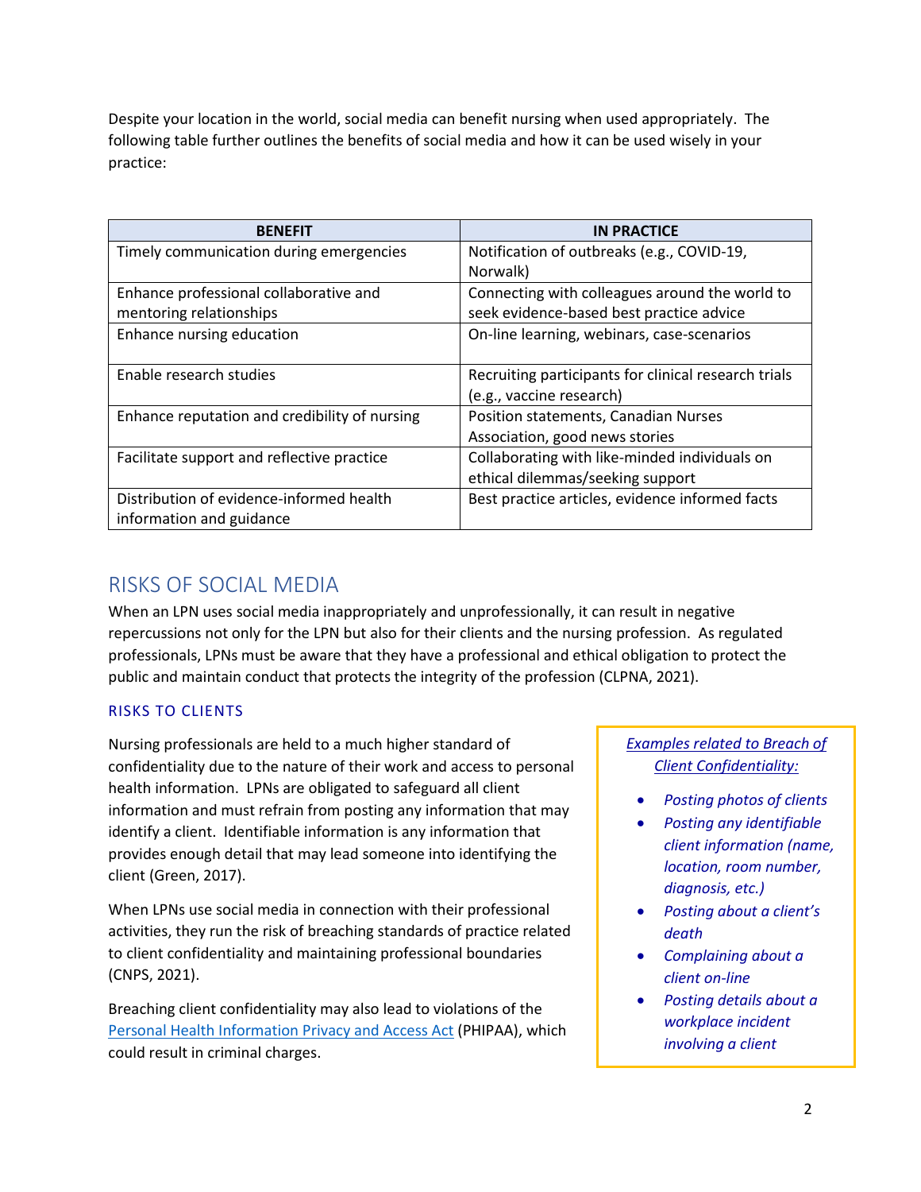Despite your location in the world, social media can benefit nursing when used appropriately. The following table further outlines the benefits of social media and how it can be used wisely in your practice:

| BENEFIT | IN PRACTICE |
|---|---|
| Timely communication during emergencies | Notification of outbreaks (e.g., COVID-19, Norwalk) |
| Enhance professional collaborative and mentoring relationships | Connecting with colleagues around the world to seek evidence-based best practice advice |
| Enhance nursing education | On-line learning, webinars, case-scenarios |
| Enable research studies | Recruiting participants for clinical research trials (e.g., vaccine research) |
| Enhance reputation and credibility of nursing | Position statements, Canadian Nurses Association, good news stories |
| Facilitate support and reflective practice | Collaborating with like-minded individuals on ethical dilemmas/seeking support |
| Distribution of evidence-informed health information and guidance | Best practice articles, evidence informed facts |

## RISKS OF SOCIAL MEDIA

When an LPN uses social media inappropriately and unprofessionally, it can result in negative repercussions not only for the LPN but also for their clients and the nursing profession. As regulated professionals, LPNs must be aware that they have a professional and ethical obligation to protect the public and maintain conduct that protects the integrity of the profession (CLPNA, 2021).

### RISKS TO CLIENTS

Nursing professionals are held to a much higher standard of confidentiality due to the nature of their work and access to personal health information. LPNs are obligated to safeguard all client information and must refrain from posting any information that may identify a client. Identifiable information is any information that provides enough detail that may lead someone into identifying the client (Green, 2017).

When LPNs use social media in connection with their professional activities, they run the risk of breaching standards of practice related to client confidentiality and maintaining professional boundaries (CNPS, 2021).

Breaching client confidentiality may also lead to violations of the Personal Health Information Privacy and Access Act (PHIPAA), which could result in criminal charges.

*Examples related to Breach of Client Confidentiality:*

- *Posting photos of clients*
- *Posting any identifiable client information (name, location, room number, diagnosis, etc.)*
- *Posting about a client's death*
- *Complaining about a client on-line*
- *Posting details about a workplace incident involving a client*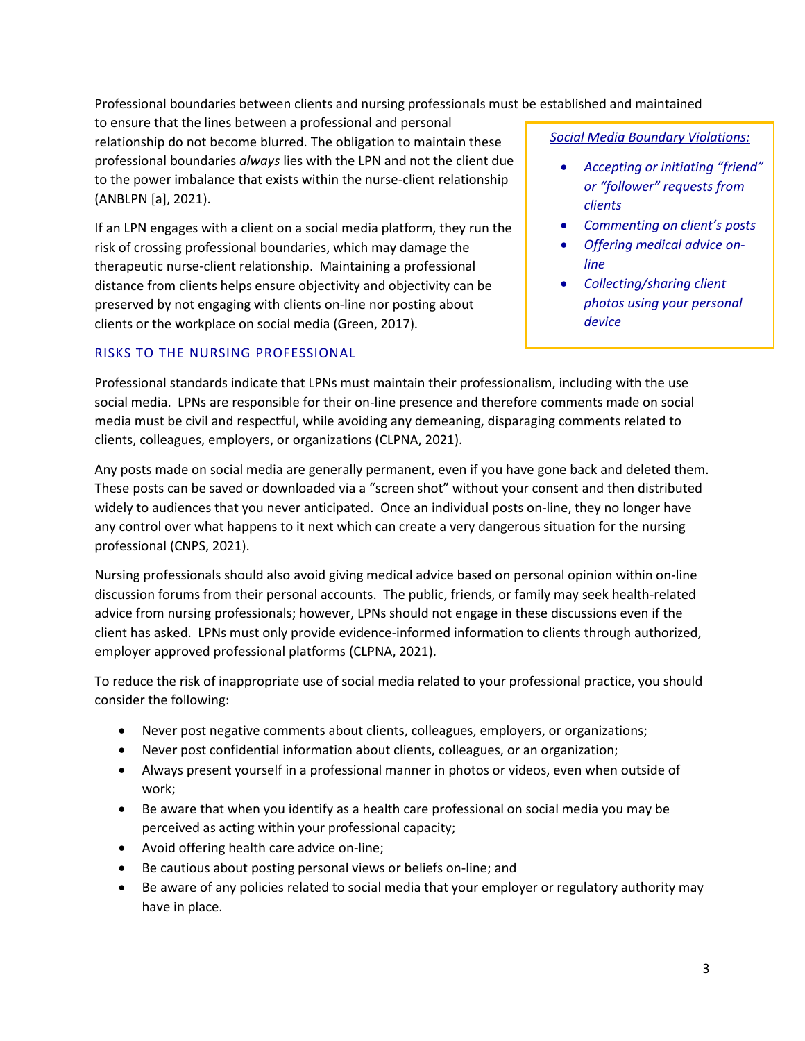Professional boundaries between clients and nursing professionals must be established and maintained to ensure that the lines between a professional and personal relationship do not become blurred. The obligation to maintain these professional boundaries *always* lies with the LPN and not the client due to the power imbalance that exists within the nurse-client relationship (ANBLPN [a], 2021).

If an LPN engages with a client on a social media platform, they run the risk of crossing professional boundaries, which may damage the therapeutic nurse-client relationship. Maintaining a professional distance from clients helps ensure objectivity and objectivity can be preserved by not engaging with clients on-line nor posting about clients or the workplace on social media (Green, 2017).

> *Social Media Boundary Violations:*
>
> - *Accepting or initiating "friend" or "follower" requests from clients*
> - *Commenting on client's posts*
> - *Offering medical advice on-line*
> - *Collecting/sharing client photos using your personal device*

## RISKS TO THE NURSING PROFESSIONAL

Professional standards indicate that LPNs must maintain their professionalism, including with the use social media. LPNs are responsible for their on-line presence and therefore comments made on social media must be civil and respectful, while avoiding any demeaning, disparaging comments related to clients, colleagues, employers, or organizations (CLPNA, 2021).

Any posts made on social media are generally permanent, even if you have gone back and deleted them. These posts can be saved or downloaded via a "screen shot" without your consent and then distributed widely to audiences that you never anticipated. Once an individual posts on-line, they no longer have any control over what happens to it next which can create a very dangerous situation for the nursing professional (CNPS, 2021).

Nursing professionals should also avoid giving medical advice based on personal opinion within on-line discussion forums from their personal accounts. The public, friends, or family may seek health-related advice from nursing professionals; however, LPNs should not engage in these discussions even if the client has asked. LPNs must only provide evidence-informed information to clients through authorized, employer approved professional platforms (CLPNA, 2021).

To reduce the risk of inappropriate use of social media related to your professional practice, you should consider the following:

- Never post negative comments about clients, colleagues, employers, or organizations;
- Never post confidential information about clients, colleagues, or an organization;
- Always present yourself in a professional manner in photos or videos, even when outside of work;
- Be aware that when you identify as a health care professional on social media you may be perceived as acting within your professional capacity;
- Avoid offering health care advice on-line;
- Be cautious about posting personal views or beliefs on-line; and
- Be aware of any policies related to social media that your employer or regulatory authority may have in place.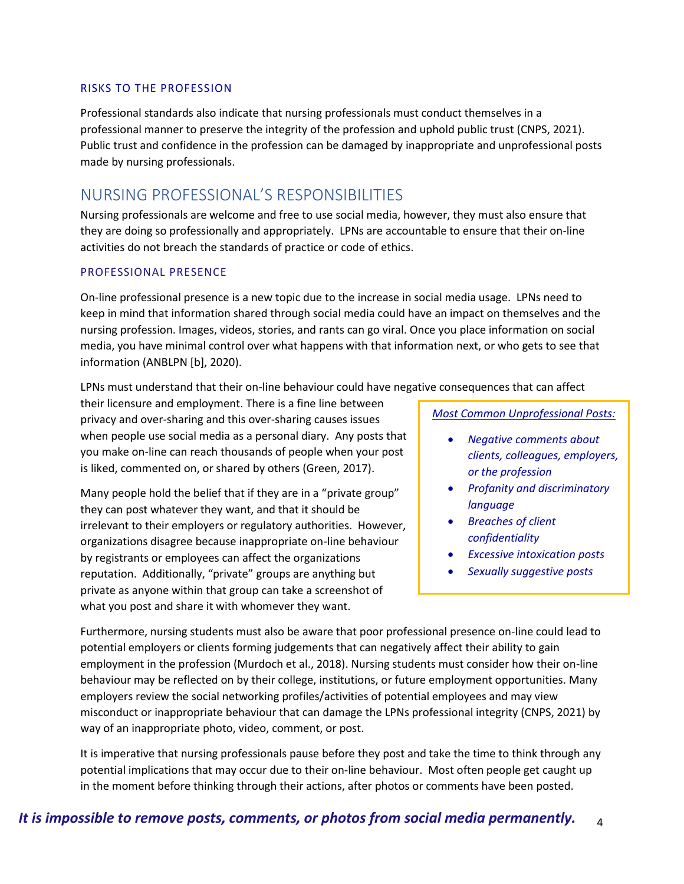### RISKS TO THE PROFESSION

Professional standards also indicate that nursing professionals must conduct themselves in a professional manner to preserve the integrity of the profession and uphold public trust (CNPS, 2021). Public trust and confidence in the profession can be damaged by inappropriate and unprofessional posts made by nursing professionals.

## NURSING PROFESSIONAL'S RESPONSIBILITIES

Nursing professionals are welcome and free to use social media, however, they must also ensure that they are doing so professionally and appropriately. LPNs are accountable to ensure that their on-line activities do not breach the standards of practice or code of ethics.

### PROFESSIONAL PRESENCE

On-line professional presence is a new topic due to the increase in social media usage. LPNs need to keep in mind that information shared through social media could have an impact on themselves and the nursing profession. Images, videos, stories, and rants can go viral. Once you place information on social media, you have minimal control over what happens with that information next, or who gets to see that information (ANBLPN [b], 2020).

LPNs must understand that their on-line behaviour could have negative consequences that can affect their licensure and employment. There is a fine line between privacy and over-sharing and this over-sharing causes issues when people use social media as a personal diary. Any posts that you make on-line can reach thousands of people when your post is liked, commented on, or shared by others (Green, 2017).

Many people hold the belief that if they are in a "private group" they can post whatever they want, and that it should be irrelevant to their employers or regulatory authorities. However, organizations disagree because inappropriate on-line behaviour by registrants or employees can affect the organizations reputation. Additionally, "private" groups are anything but private as anyone within that group can take a screenshot of what you post and share it with whomever they want.

*Most Common Unprofessional Posts:*

- *Negative comments about clients, colleagues, employers, or the profession*
- *Profanity and discriminatory language*
- *Breaches of client confidentiality*
- *Excessive intoxication posts*
- *Sexually suggestive posts*

Furthermore, nursing students must also be aware that poor professional presence on-line could lead to potential employers or clients forming judgements that can negatively affect their ability to gain employment in the profession (Murdoch et al., 2018). Nursing students must consider how their on-line behaviour may be reflected on by their college, institutions, or future employment opportunities. Many employers review the social networking profiles/activities of potential employees and may view misconduct or inappropriate behaviour that can damage the LPNs professional integrity (CNPS, 2021) by way of an inappropriate photo, video, comment, or post.

It is imperative that nursing professionals pause before they post and take the time to think through any potential implications that may occur due to their on-line behaviour. Most often people get caught up in the moment before thinking through their actions, after photos or comments have been posted.

***It is impossible to remove posts, comments, or photos from social media permanently.***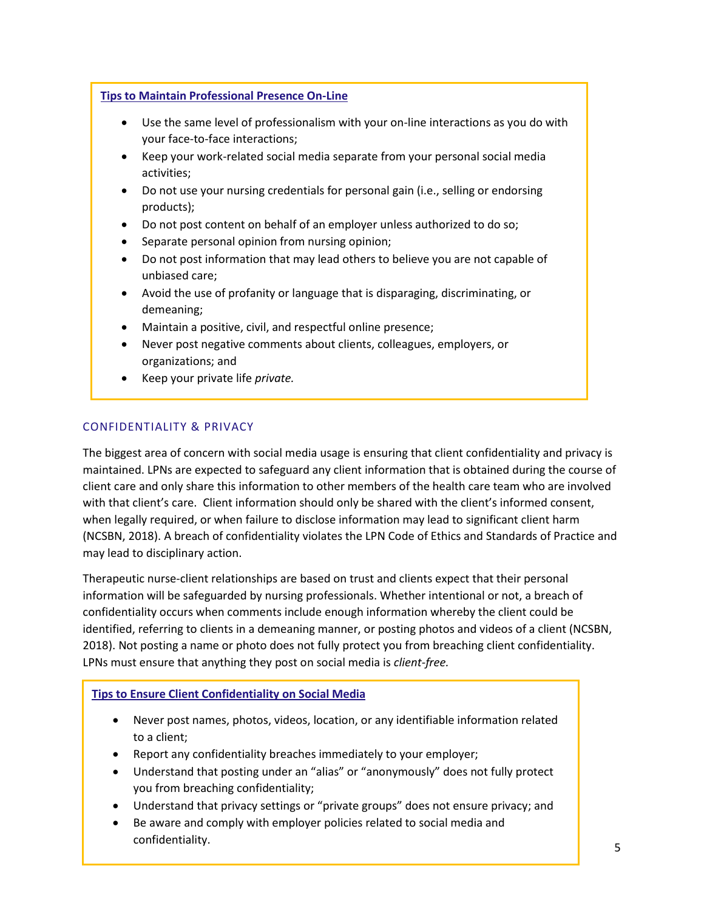**Tips to Maintain Professional Presence On-Line**

- Use the same level of professionalism with your on-line interactions as you do with your face-to-face interactions;
- Keep your work-related social media separate from your personal social media activities;
- Do not use your nursing credentials for personal gain (i.e., selling or endorsing products);
- Do not post content on behalf of an employer unless authorized to do so;
- Separate personal opinion from nursing opinion;
- Do not post information that may lead others to believe you are not capable of unbiased care;
- Avoid the use of profanity or language that is disparaging, discriminating, or demeaning;
- Maintain a positive, civil, and respectful online presence;
- Never post negative comments about clients, colleagues, employers, or organizations; and
- Keep your private life *private.*

## CONFIDENTIALITY & PRIVACY

The biggest area of concern with social media usage is ensuring that client confidentiality and privacy is maintained. LPNs are expected to safeguard any client information that is obtained during the course of client care and only share this information to other members of the health care team who are involved with that client's care. Client information should only be shared with the client's informed consent, when legally required, or when failure to disclose information may lead to significant client harm (NCSBN, 2018). A breach of confidentiality violates the LPN Code of Ethics and Standards of Practice and may lead to disciplinary action.

Therapeutic nurse-client relationships are based on trust and clients expect that their personal information will be safeguarded by nursing professionals. Whether intentional or not, a breach of confidentiality occurs when comments include enough information whereby the client could be identified, referring to clients in a demeaning manner, or posting photos and videos of a client (NCSBN, 2018). Not posting a name or photo does not fully protect you from breaching client confidentiality. LPNs must ensure that anything they post on social media is *client-free.*

**Tips to Ensure Client Confidentiality on Social Media**

- Never post names, photos, videos, location, or any identifiable information related to a client;
- Report any confidentiality breaches immediately to your employer;
- Understand that posting under an "alias" or "anonymously" does not fully protect you from breaching confidentiality;
- Understand that privacy settings or "private groups" does not ensure privacy; and
- Be aware and comply with employer policies related to social media and confidentiality.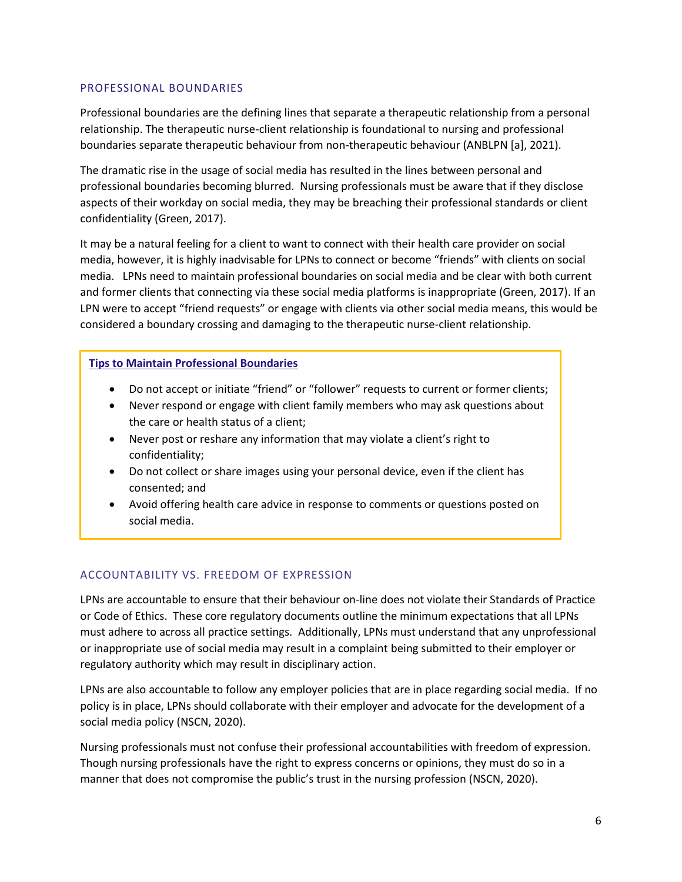## PROFESSIONAL BOUNDARIES

Professional boundaries are the defining lines that separate a therapeutic relationship from a personal relationship. The therapeutic nurse-client relationship is foundational to nursing and professional boundaries separate therapeutic behaviour from non-therapeutic behaviour (ANBLPN [a], 2021).

The dramatic rise in the usage of social media has resulted in the lines between personal and professional boundaries becoming blurred. Nursing professionals must be aware that if they disclose aspects of their workday on social media, they may be breaching their professional standards or client confidentiality (Green, 2017).

It may be a natural feeling for a client to want to connect with their health care provider on social media, however, it is highly inadvisable for LPNs to connect or become "friends" with clients on social media. LPNs need to maintain professional boundaries on social media and be clear with both current and former clients that connecting via these social media platforms is inappropriate (Green, 2017). If an LPN were to accept "friend requests" or engage with clients via other social media means, this would be considered a boundary crossing and damaging to the therapeutic nurse-client relationship.

> **Tips to Maintain Professional Boundaries**
>
> - Do not accept or initiate "friend" or "follower" requests to current or former clients;
> - Never respond or engage with client family members who may ask questions about the care or health status of a client;
> - Never post or reshare any information that may violate a client's right to confidentiality;
> - Do not collect or share images using your personal device, even if the client has consented; and
> - Avoid offering health care advice in response to comments or questions posted on social media.

## ACCOUNTABILITY VS. FREEDOM OF EXPRESSION

LPNs are accountable to ensure that their behaviour on-line does not violate their Standards of Practice or Code of Ethics. These core regulatory documents outline the minimum expectations that all LPNs must adhere to across all practice settings. Additionally, LPNs must understand that any unprofessional or inappropriate use of social media may result in a complaint being submitted to their employer or regulatory authority which may result in disciplinary action.

LPNs are also accountable to follow any employer policies that are in place regarding social media. If no policy is in place, LPNs should collaborate with their employer and advocate for the development of a social media policy (NSCN, 2020).

Nursing professionals must not confuse their professional accountabilities with freedom of expression. Though nursing professionals have the right to express concerns or opinions, they must do so in a manner that does not compromise the public's trust in the nursing profession (NSCN, 2020).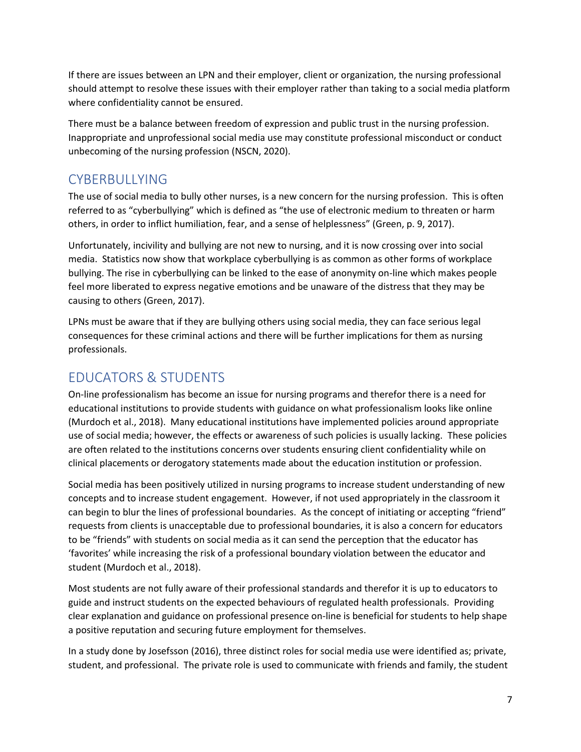If there are issues between an LPN and their employer, client or organization, the nursing professional should attempt to resolve these issues with their employer rather than taking to a social media platform where confidentiality cannot be ensured.

There must be a balance between freedom of expression and public trust in the nursing profession. Inappropriate and unprofessional social media use may constitute professional misconduct or conduct unbecoming of the nursing profession (NSCN, 2020).

## CYBERBULLYING

The use of social media to bully other nurses, is a new concern for the nursing profession. This is often referred to as "cyberbullying" which is defined as "the use of electronic medium to threaten or harm others, in order to inflict humiliation, fear, and a sense of helplessness" (Green, p. 9, 2017).

Unfortunately, incivility and bullying are not new to nursing, and it is now crossing over into social media. Statistics now show that workplace cyberbullying is as common as other forms of workplace bullying. The rise in cyberbullying can be linked to the ease of anonymity on-line which makes people feel more liberated to express negative emotions and be unaware of the distress that they may be causing to others (Green, 2017).

LPNs must be aware that if they are bullying others using social media, they can face serious legal consequences for these criminal actions and there will be further implications for them as nursing professionals.

## EDUCATORS & STUDENTS

On-line professionalism has become an issue for nursing programs and therefor there is a need for educational institutions to provide students with guidance on what professionalism looks like online (Murdoch et al., 2018). Many educational institutions have implemented policies around appropriate use of social media; however, the effects or awareness of such policies is usually lacking. These policies are often related to the institutions concerns over students ensuring client confidentiality while on clinical placements or derogatory statements made about the education institution or profession.

Social media has been positively utilized in nursing programs to increase student understanding of new concepts and to increase student engagement. However, if not used appropriately in the classroom it can begin to blur the lines of professional boundaries. As the concept of initiating or accepting "friend" requests from clients is unacceptable due to professional boundaries, it is also a concern for educators to be "friends" with students on social media as it can send the perception that the educator has 'favorites' while increasing the risk of a professional boundary violation between the educator and student (Murdoch et al., 2018).

Most students are not fully aware of their professional standards and therefor it is up to educators to guide and instruct students on the expected behaviours of regulated health professionals. Providing clear explanation and guidance on professional presence on-line is beneficial for students to help shape a positive reputation and securing future employment for themselves.

In a study done by Josefsson (2016), three distinct roles for social media use were identified as; private, student, and professional. The private role is used to communicate with friends and family, the student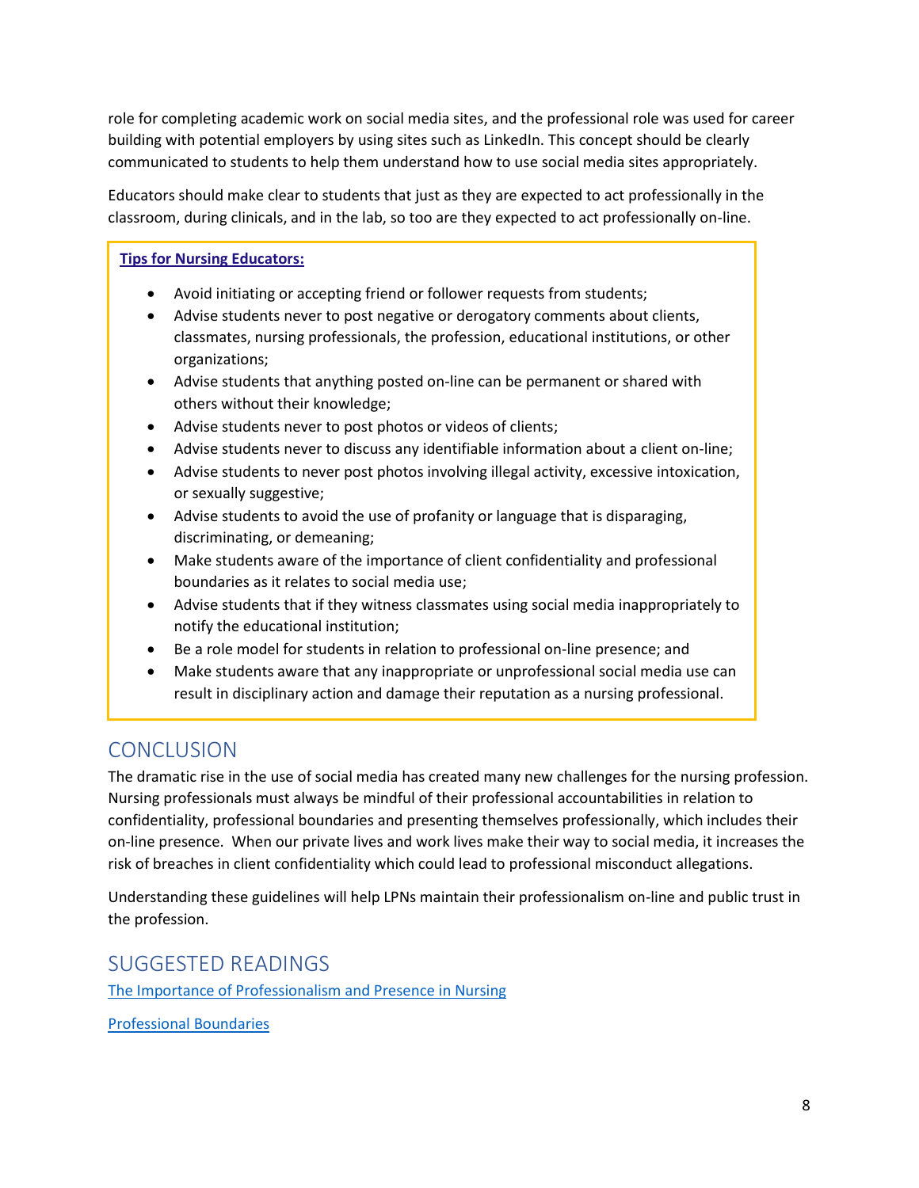role for completing academic work on social media sites, and the professional role was used for career building with potential employers by using sites such as LinkedIn. This concept should be clearly communicated to students to help them understand how to use social media sites appropriately.

Educators should make clear to students that just as they are expected to act professionally in the classroom, during clinicals, and in the lab, so too are they expected to act professionally on-line.

**Tips for Nursing Educators:**

- Avoid initiating or accepting friend or follower requests from students;
- Advise students never to post negative or derogatory comments about clients, classmates, nursing professionals, the profession, educational institutions, or other organizations;
- Advise students that anything posted on-line can be permanent or shared with others without their knowledge;
- Advise students never to post photos or videos of clients;
- Advise students never to discuss any identifiable information about a client on-line;
- Advise students to never post photos involving illegal activity, excessive intoxication, or sexually suggestive;
- Advise students to avoid the use of profanity or language that is disparaging, discriminating, or demeaning;
- Make students aware of the importance of client confidentiality and professional boundaries as it relates to social media use;
- Advise students that if they witness classmates using social media inappropriately to notify the educational institution;
- Be a role model for students in relation to professional on-line presence; and
- Make students aware that any inappropriate or unprofessional social media use can result in disciplinary action and damage their reputation as a nursing professional.

## CONCLUSION

The dramatic rise in the use of social media has created many new challenges for the nursing profession. Nursing professionals must always be mindful of their professional accountabilities in relation to confidentiality, professional boundaries and presenting themselves professionally, which includes their on-line presence. When our private lives and work lives make their way to social media, it increases the risk of breaches in client confidentiality which could lead to professional misconduct allegations.

Understanding these guidelines will help LPNs maintain their professionalism on-line and public trust in the profession.

## SUGGESTED READINGS

The Importance of Professionalism and Presence in Nursing

Professional Boundaries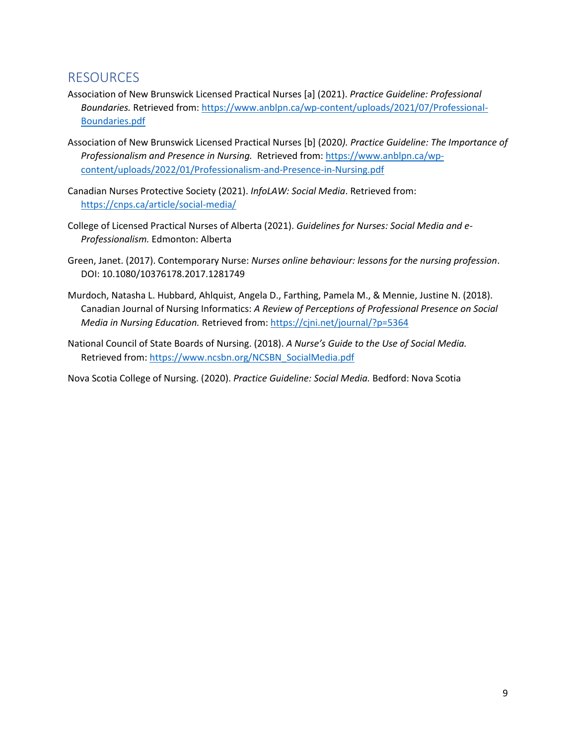## RESOURCES

Association of New Brunswick Licensed Practical Nurses [a] (2021). *Practice Guideline: Professional Boundaries.* Retrieved from: https://www.anblpn.ca/wp-content/uploads/2021/07/Professional-Boundaries.pdf

Association of New Brunswick Licensed Practical Nurses [b] (2020*). Practice Guideline: The Importance of Professionalism and Presence in Nursing.* Retrieved from: https://www.anblpn.ca/wp-content/uploads/2022/01/Professionalism-and-Presence-in-Nursing.pdf

Canadian Nurses Protective Society (2021). *InfoLAW: Social Media*. Retrieved from: https://cnps.ca/article/social-media/

College of Licensed Practical Nurses of Alberta (2021). *Guidelines for Nurses: Social Media and e-Professionalism.* Edmonton: Alberta

Green, Janet. (2017). Contemporary Nurse: *Nurses online behaviour: lessons for the nursing profession*. DOI: 10.1080/10376178.2017.1281749

Murdoch, Natasha L. Hubbard, Ahlquist, Angela D., Farthing, Pamela M., & Mennie, Justine N. (2018). Canadian Journal of Nursing Informatics: *A Review of Perceptions of Professional Presence on Social Media in Nursing Education.* Retrieved from: https://cjni.net/journal/?p=5364

National Council of State Boards of Nursing. (2018). *A Nurse's Guide to the Use of Social Media.* Retrieved from: https://www.ncsbn.org/NCSBN_SocialMedia.pdf

Nova Scotia College of Nursing. (2020). *Practice Guideline: Social Media.* Bedford: Nova Scotia